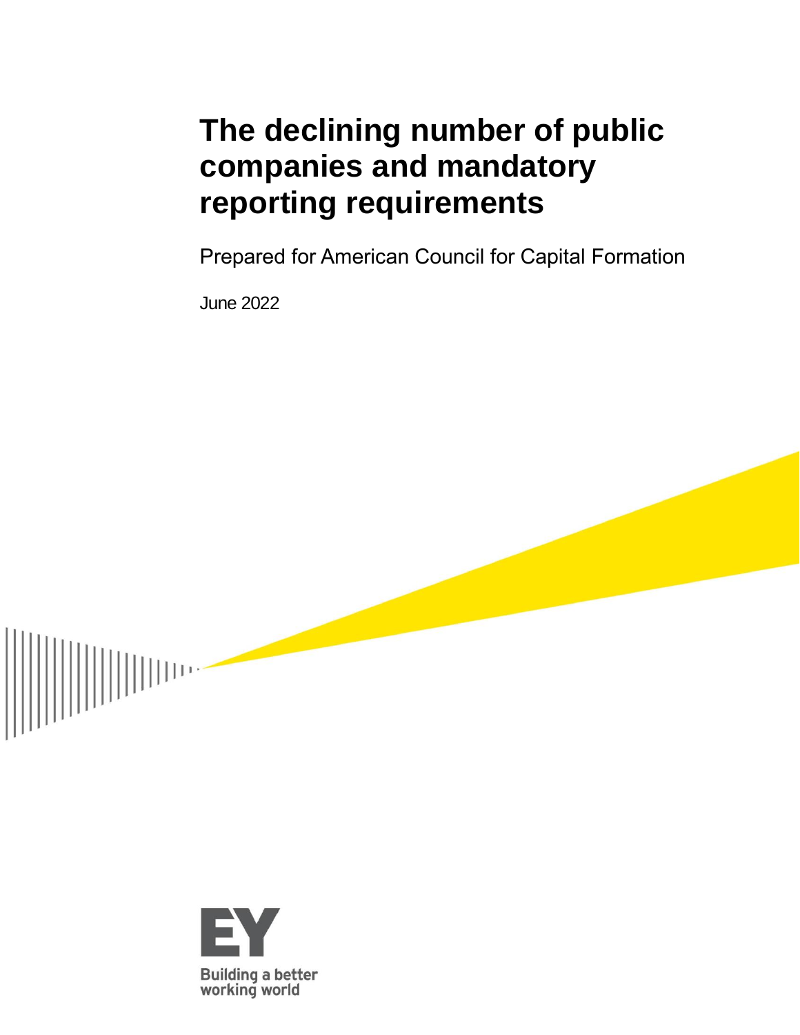# The declining number of public companies and mandatory reporting requirements

Prepared for American Council for Capital Formation

June 2022

Building a better working world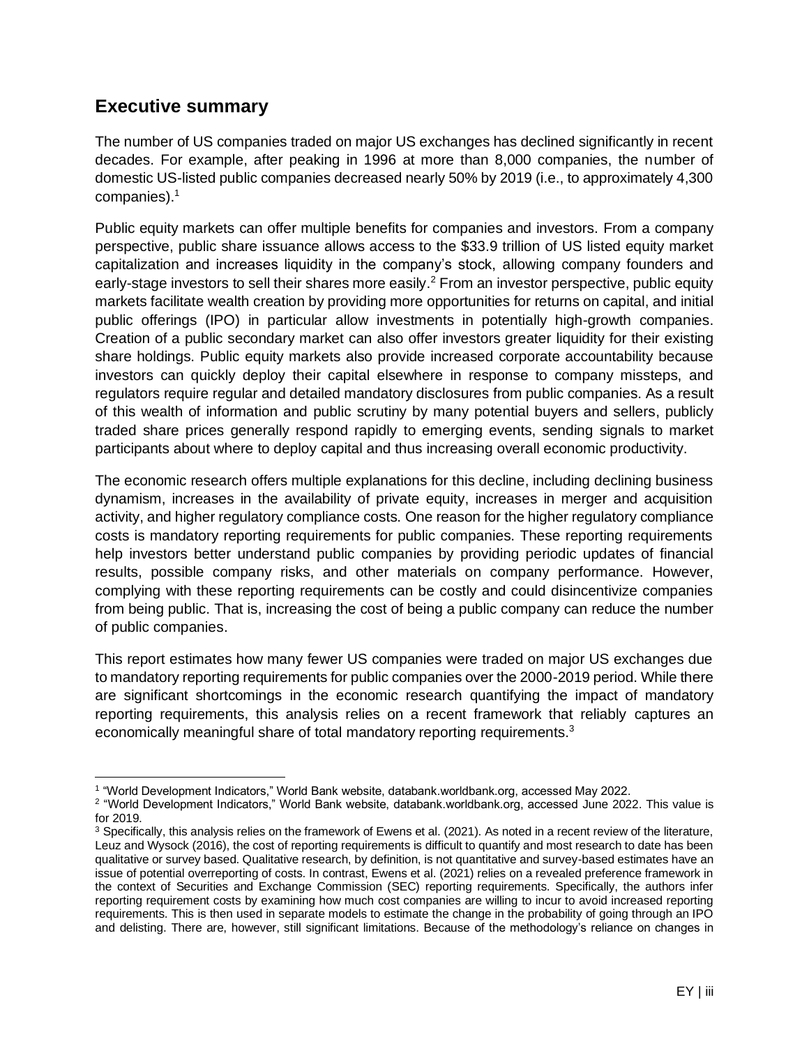## Executive summary

The number of US companies traded on major US exchanges has declined significantly in recent decades. For example, after peaking in 1996 at more than 8,000 companies, the number of domestic US-listed public companies decreased nearly 50% by 2019 (i.e., to approximately 4,300 companies).[1]

Public equity markets can offer multiple benefits for companies and investors. From a company perspective, public share issuance allows access to the $33.9 trillion of US listed equity market capitalization and increases liquidity in the company's stock, allowing company founders and early-stage investors to sell their shares more easily.[2] From an investor perspective, public equity markets facilitate wealth creation by providing more opportunities for returns on capital, and initial public offerings (IPO) in particular allow investments in potentially high-growth companies. Creation of a public secondary market can also offer investors greater liquidity for their existing share holdings. Public equity markets also provide increased corporate accountability because investors can quickly deploy their capital elsewhere in response to company missteps, and regulators require regular and detailed mandatory disclosures from public companies. As a result of this wealth of information and public scrutiny by many potential buyers and sellers, publicly traded share prices generally respond rapidly to emerging events, sending signals to market participants about where to deploy capital and thus increasing overall economic productivity.

The economic research offers multiple explanations for this decline, including declining business dynamism, increases in the availability of private equity, increases in merger and acquisition activity, and higher regulatory compliance costs. One reason for the higher regulatory compliance costs is mandatory reporting requirements for public companies. These reporting requirements help investors better understand public companies by providing periodic updates of financial results, possible company risks, and other materials on company performance. However, complying with these reporting requirements can be costly and could disincentivize companies from being public. That is, increasing the cost of being a public company can reduce the number of public companies.

This report estimates how many fewer US companies were traded on major US exchanges due to mandatory reporting requirements for public companies over the 2000-2019 period. While there are significant shortcomings in the economic research quantifying the impact of mandatory reporting requirements, this analysis relies on a recent framework that reliably captures an economically meaningful share of total mandatory reporting requirements.[3]

---

[1] "World Development Indicators," World Bank website, databank.worldbank.org, accessed May 2022.

[2] "World Development Indicators," World Bank website, databank.worldbank.org, accessed June 2022. This value is for 2019.

[3] Specifically, this analysis relies on the framework of Ewens et al. (2021). As noted in a recent review of the literature, Leuz and Wysock (2016), the cost of reporting requirements is difficult to quantify and most research to date has been qualitative or survey based. Qualitative research, by definition, is not quantitative and survey-based estimates have an issue of potential overreporting of costs. In contrast, Ewens et al. (2021) relies on a revealed preference framework in the context of Securities and Exchange Commission (SEC) reporting requirements. Specifically, the authors infer reporting requirement costs by examining how much cost companies are willing to incur to avoid increased reporting requirements. This is then used in separate models to estimate the change in the probability of going through an IPO and delisting. There are, however, still significant limitations. Because of the methodology's reliance on changes in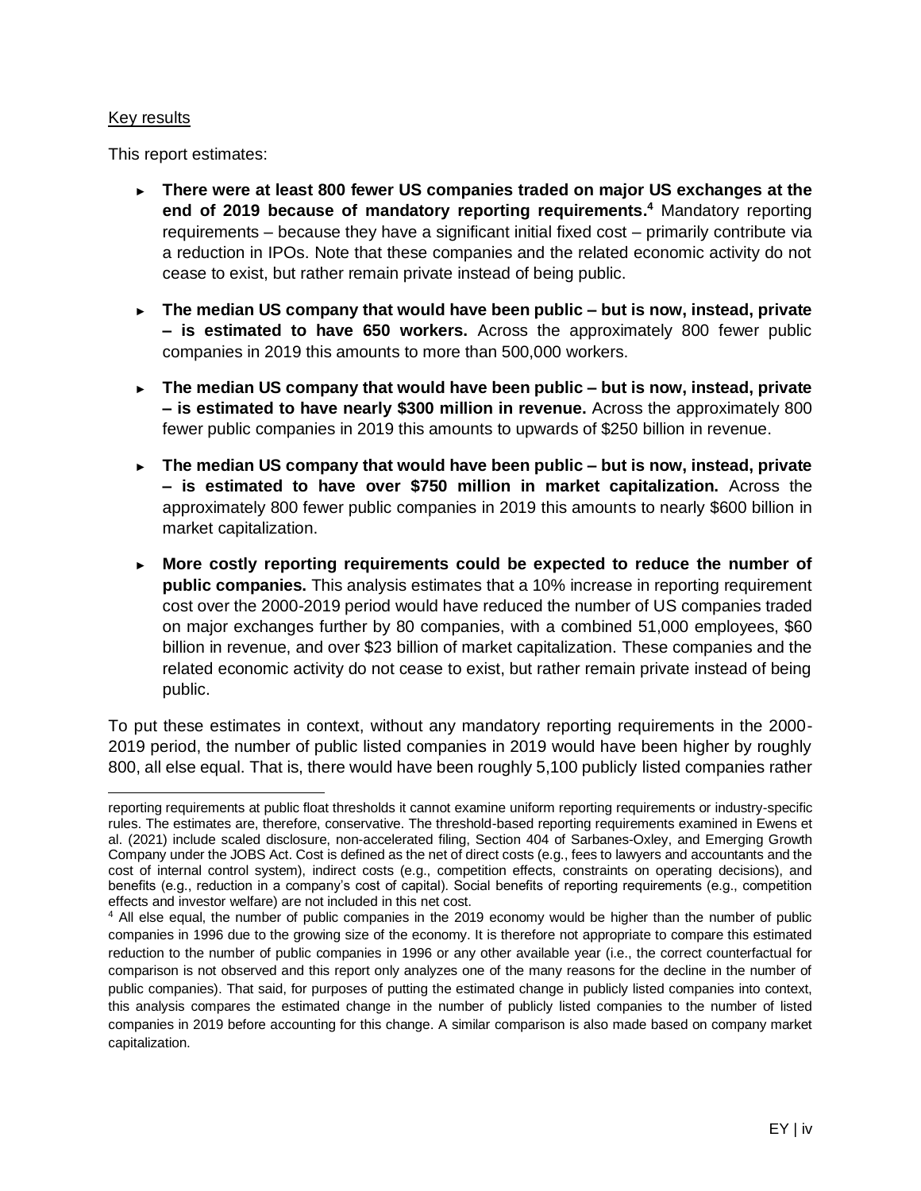Key results

This report estimates:

- **There were at least 800 fewer US companies traded on major US exchanges at the end of 2019 because of mandatory reporting requirements.**[4] Mandatory reporting requirements – because they have a significant initial fixed cost – primarily contribute via a reduction in IPOs. Note that these companies and the related economic activity do not cease to exist, but rather remain private instead of being public.

- **The median US company that would have been public – but is now, instead, private – is estimated to have 650 workers.** Across the approximately 800 fewer public companies in 2019 this amounts to more than 500,000 workers.

- **The median US company that would have been public – but is now, instead, private – is estimated to have nearly $300 million in revenue.** Across the approximately 800 fewer public companies in 2019 this amounts to upwards of $250 billion in revenue.

- **The median US company that would have been public – but is now, instead, private – is estimated to have over $750 million in market capitalization.** Across the approximately 800 fewer public companies in 2019 this amounts to nearly $600 billion in market capitalization.

- **More costly reporting requirements could be expected to reduce the number of public companies.** This analysis estimates that a 10% increase in reporting requirement cost over the 2000-2019 period would have reduced the number of US companies traded on major exchanges further by 80 companies, with a combined 51,000 employees, $60 billion in revenue, and over $23 billion of market capitalization. These companies and the related economic activity do not cease to exist, but rather remain private instead of being public.

To put these estimates in context, without any mandatory reporting requirements in the 2000-2019 period, the number of public listed companies in 2019 would have been higher by roughly 800, all else equal. That is, there would have been roughly 5,100 publicly listed companies rather

---

reporting requirements at public float thresholds it cannot examine uniform reporting requirements or industry-specific rules. The estimates are, therefore, conservative. The threshold-based reporting requirements examined in Ewens et al. (2021) include scaled disclosure, non-accelerated filing, Section 404 of Sarbanes-Oxley, and Emerging Growth Company under the JOBS Act. Cost is defined as the net of direct costs (e.g., fees to lawyers and accountants and the cost of internal control system), indirect costs (e.g., competition effects, constraints on operating decisions), and benefits (e.g., reduction in a company's cost of capital). Social benefits of reporting requirements (e.g., competition effects and investor welfare) are not included in this net cost.

[4] All else equal, the number of public companies in the 2019 economy would be higher than the number of public companies in 1996 due to the growing size of the economy. It is therefore not appropriate to compare this estimated reduction to the number of public companies in 1996 or any other available year (i.e., the correct counterfactual for comparison is not observed and this report only analyzes one of the many reasons for the decline in the number of public companies). That said, for purposes of putting the estimated change in publicly listed companies into context, this analysis compares the estimated change in the number of publicly listed companies to the number of listed companies in 2019 before accounting for this change. A similar comparison is also made based on company market capitalization.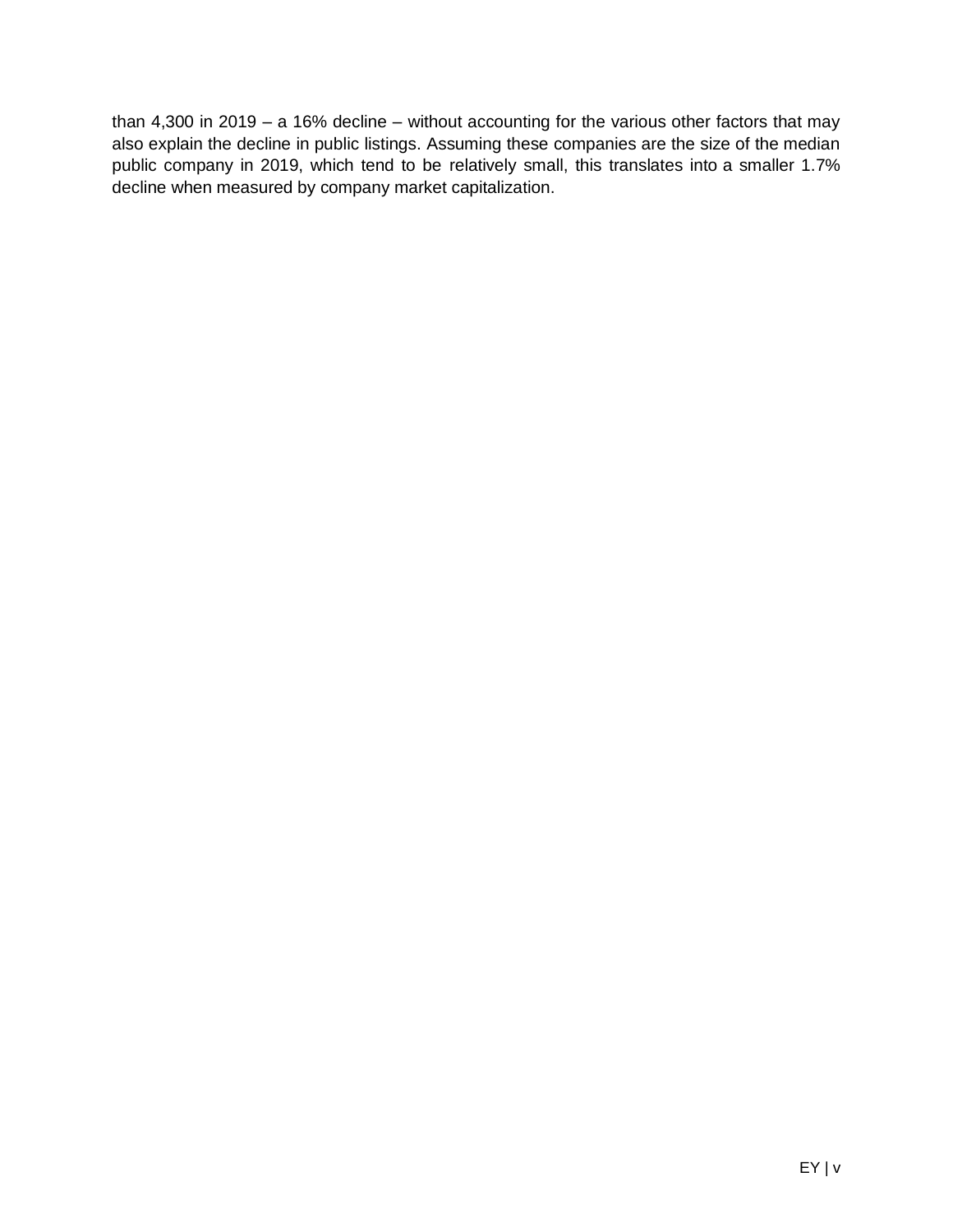than 4,300 in 2019 – a 16% decline – without accounting for the various other factors that may also explain the decline in public listings. Assuming these companies are the size of the median public company in 2019, which tend to be relatively small, this translates into a smaller 1.7% decline when measured by company market capitalization.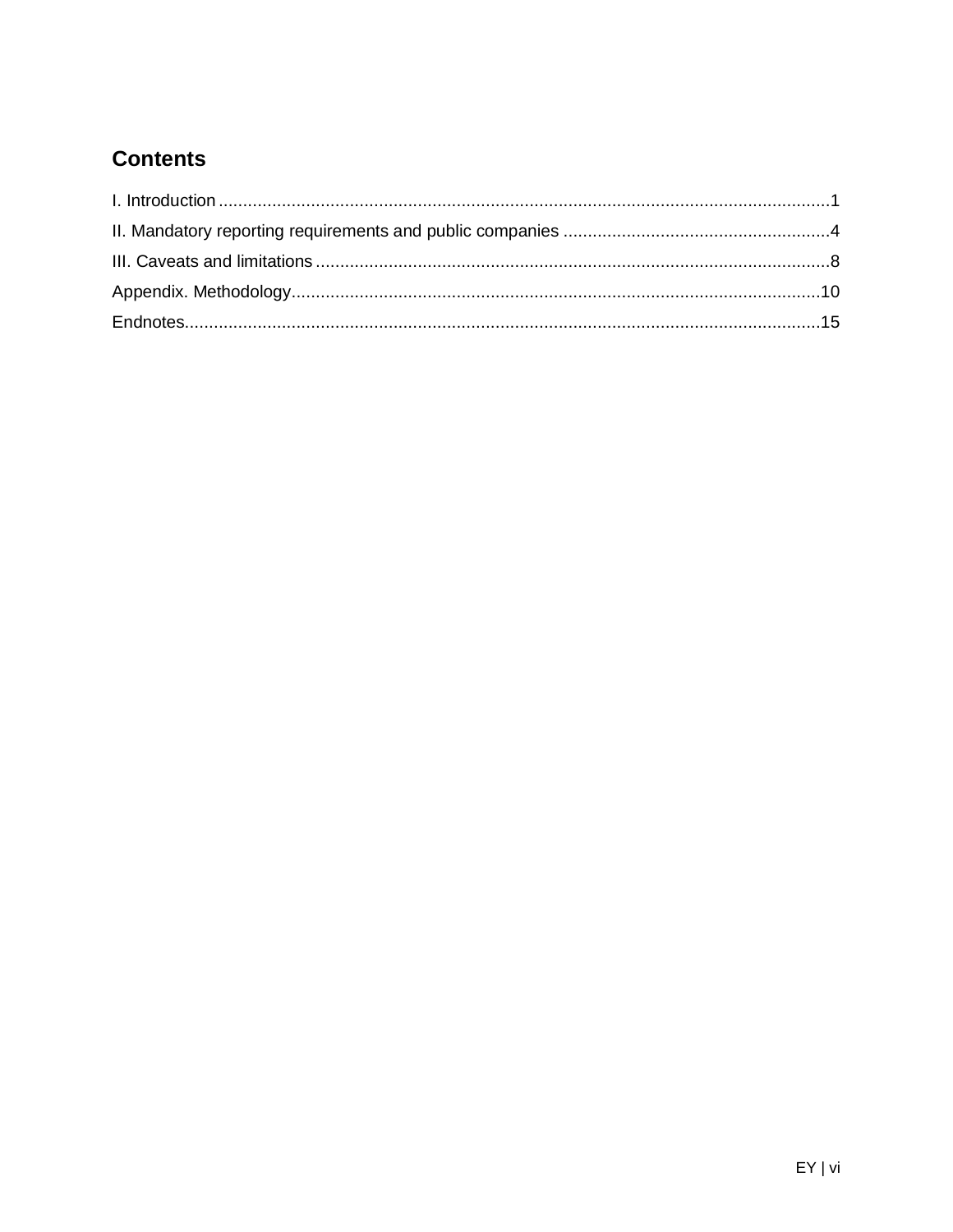## Contents

I. Introduction ............................................................................................................................1

II. Mandatory reporting requirements and public companies .......................................................4

III. Caveats and limitations .........................................................................................................8

Appendix. Methodology.............................................................................................................10

Endnotes...................................................................................................................................15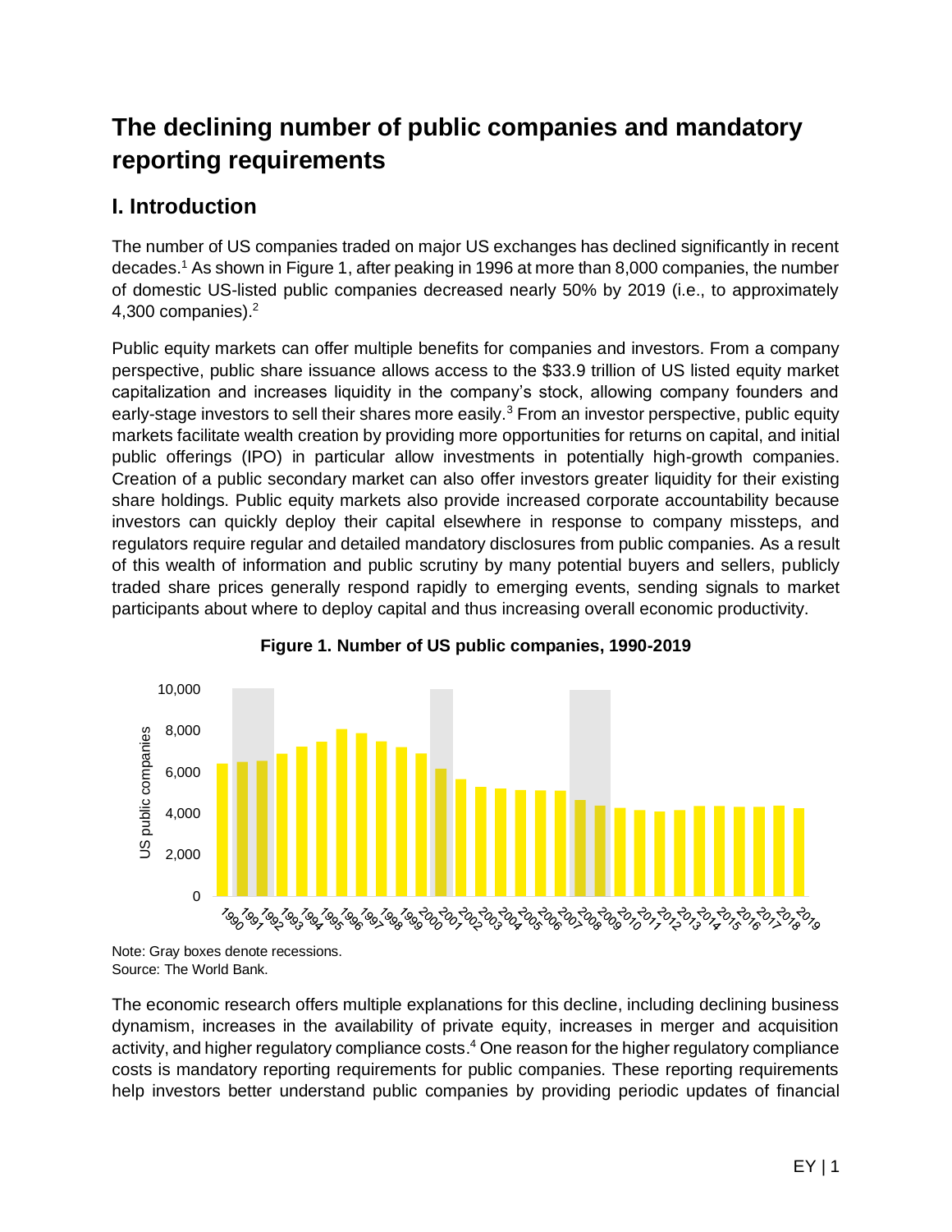# The declining number of public companies and mandatory reporting requirements

## I. Introduction

The number of US companies traded on major US exchanges has declined significantly in recent decades.[1] As shown in Figure 1, after peaking in 1996 at more than 8,000 companies, the number of domestic US-listed public companies decreased nearly 50% by 2019 (i.e., to approximately 4,300 companies).[2]

Public equity markets can offer multiple benefits for companies and investors. From a company perspective, public share issuance allows access to the $33.9 trillion of US listed equity market capitalization and increases liquidity in the company's stock, allowing company founders and early-stage investors to sell their shares more easily.[3] From an investor perspective, public equity markets facilitate wealth creation by providing more opportunities for returns on capital, and initial public offerings (IPO) in particular allow investments in potentially high-growth companies. Creation of a public secondary market can also offer investors greater liquidity for their existing share holdings. Public equity markets also provide increased corporate accountability because investors can quickly deploy their capital elsewhere in response to company missteps, and regulators require regular and detailed mandatory disclosures from public companies. As a result of this wealth of information and public scrutiny by many potential buyers and sellers, publicly traded share prices generally respond rapidly to emerging events, sending signals to market participants about where to deploy capital and thus increasing overall economic productivity.

**Figure 1. Number of US public companies, 1990-2019**

Note: Gray boxes denote recessions.
Source: The World Bank.

The economic research offers multiple explanations for this decline, including declining business dynamism, increases in the availability of private equity, increases in merger and acquisition activity, and higher regulatory compliance costs.[4] One reason for the higher regulatory compliance costs is mandatory reporting requirements for public companies. These reporting requirements help investors better understand public companies by providing periodic updates of financial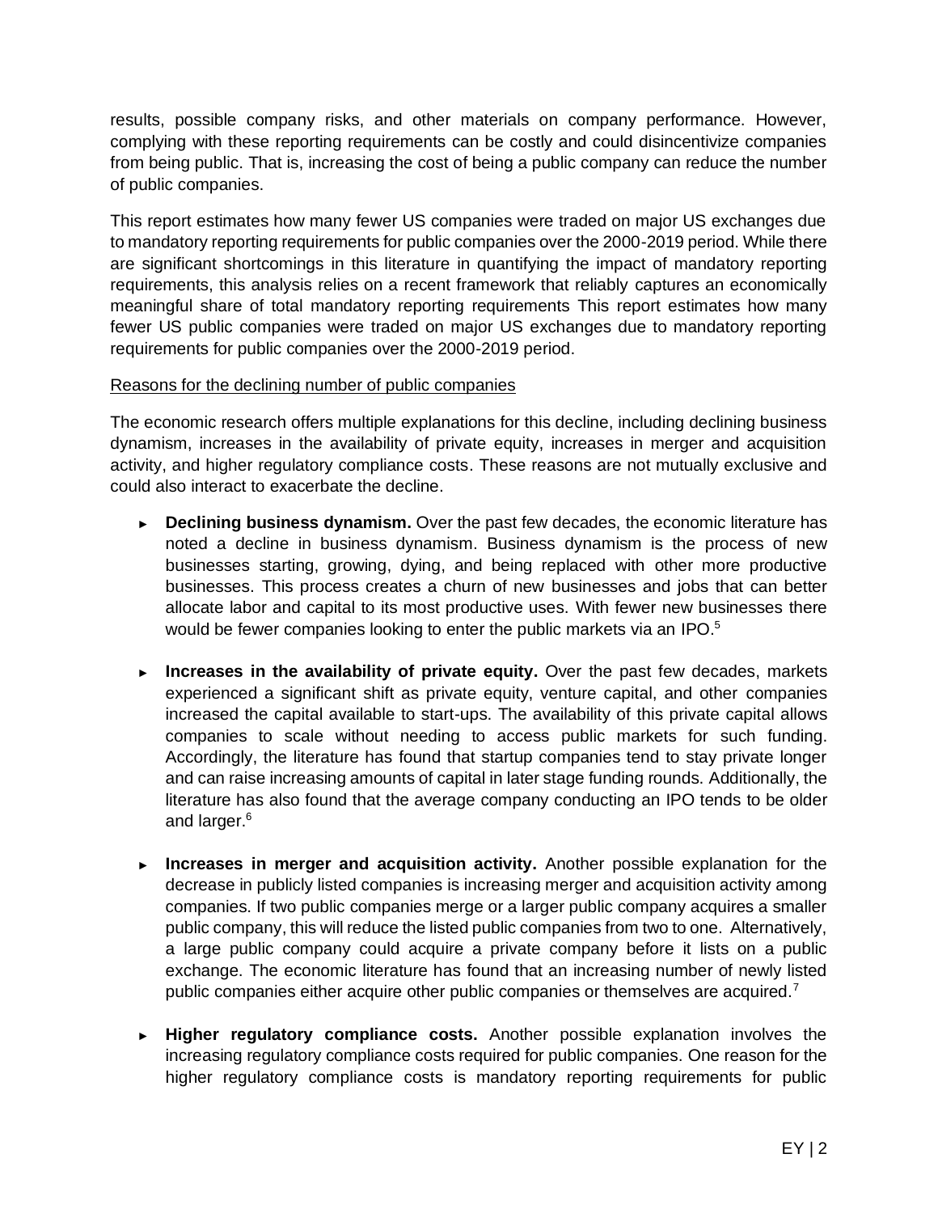results, possible company risks, and other materials on company performance. However, complying with these reporting requirements can be costly and could disincentivize companies from being public. That is, increasing the cost of being a public company can reduce the number of public companies.

This report estimates how many fewer US companies were traded on major US exchanges due to mandatory reporting requirements for public companies over the 2000-2019 period. While there are significant shortcomings in this literature in quantifying the impact of mandatory reporting requirements, this analysis relies on a recent framework that reliably captures an economically meaningful share of total mandatory reporting requirements This report estimates how many fewer US public companies were traded on major US exchanges due to mandatory reporting requirements for public companies over the 2000-2019 period.

<u>Reasons for the declining number of public companies</u>

The economic research offers multiple explanations for this decline, including declining business dynamism, increases in the availability of private equity, increases in merger and acquisition activity, and higher regulatory compliance costs. These reasons are not mutually exclusive and could also interact to exacerbate the decline.

- **Declining business dynamism.** Over the past few decades, the economic literature has noted a decline in business dynamism. Business dynamism is the process of new businesses starting, growing, dying, and being replaced with other more productive businesses. This process creates a churn of new businesses and jobs that can better allocate labor and capital to its most productive uses. With fewer new businesses there would be fewer companies looking to enter the public markets via an IPO.[5]

- **Increases in the availability of private equity.** Over the past few decades, markets experienced a significant shift as private equity, venture capital, and other companies increased the capital available to start-ups. The availability of this private capital allows companies to scale without needing to access public markets for such funding. Accordingly, the literature has found that startup companies tend to stay private longer and can raise increasing amounts of capital in later stage funding rounds. Additionally, the literature has also found that the average company conducting an IPO tends to be older and larger.[6]

- **Increases in merger and acquisition activity.** Another possible explanation for the decrease in publicly listed companies is increasing merger and acquisition activity among companies. If two public companies merge or a larger public company acquires a smaller public company, this will reduce the listed public companies from two to one. Alternatively, a large public company could acquire a private company before it lists on a public exchange. The economic literature has found that an increasing number of newly listed public companies either acquire other public companies or themselves are acquired.[7]

- **Higher regulatory compliance costs.** Another possible explanation involves the increasing regulatory compliance costs required for public companies. One reason for the higher regulatory compliance costs is mandatory reporting requirements for public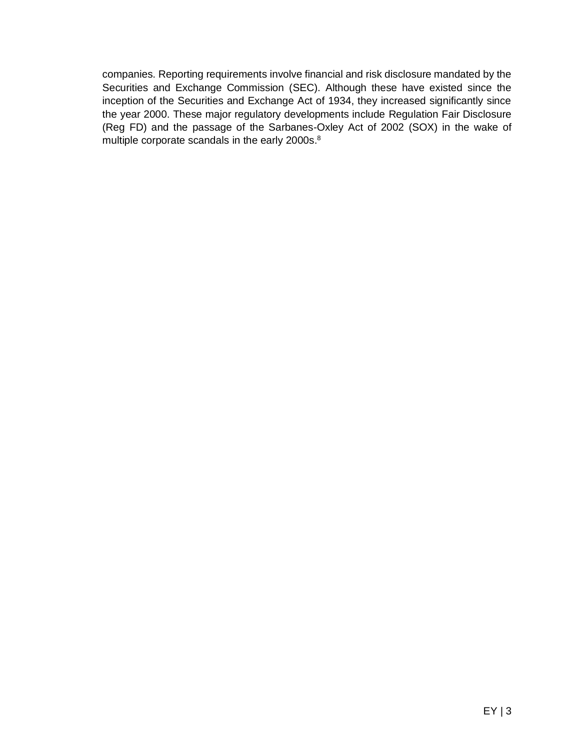companies. Reporting requirements involve financial and risk disclosure mandated by the Securities and Exchange Commission (SEC). Although these have existed since the inception of the Securities and Exchange Act of 1934, they increased significantly since the year 2000. These major regulatory developments include Regulation Fair Disclosure (Reg FD) and the passage of the Sarbanes-Oxley Act of 2002 (SOX) in the wake of multiple corporate scandals in the early 2000s.[8]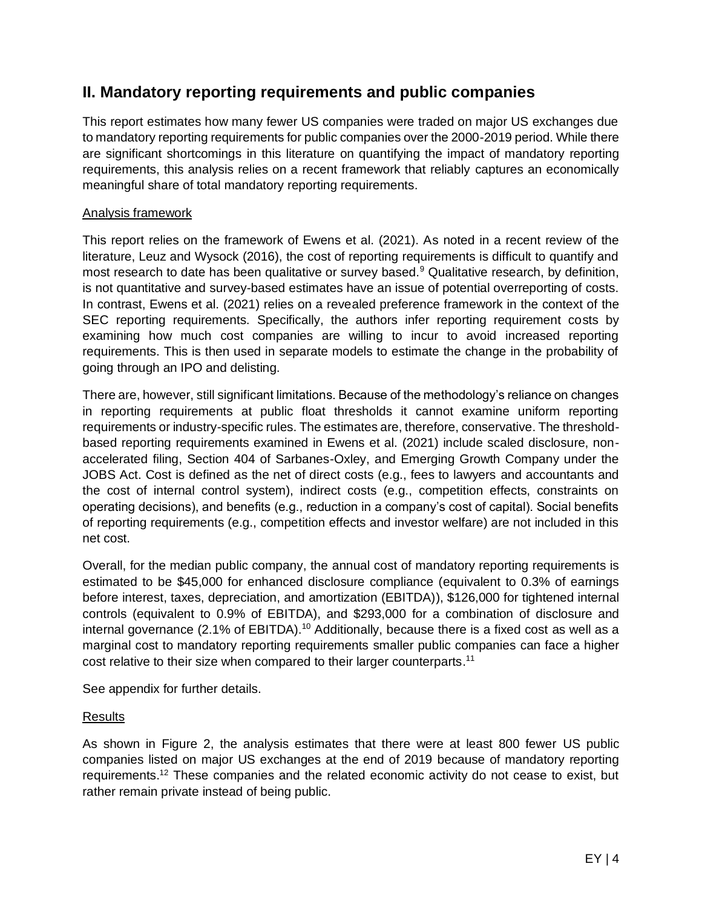## II. Mandatory reporting requirements and public companies

This report estimates how many fewer US companies were traded on major US exchanges due to mandatory reporting requirements for public companies over the 2000-2019 period. While there are significant shortcomings in this literature on quantifying the impact of mandatory reporting requirements, this analysis relies on a recent framework that reliably captures an economically meaningful share of total mandatory reporting requirements.

Analysis framework

This report relies on the framework of Ewens et al. (2021). As noted in a recent review of the literature, Leuz and Wysock (2016), the cost of reporting requirements is difficult to quantify and most research to date has been qualitative or survey based.[9] Qualitative research, by definition, is not quantitative and survey-based estimates have an issue of potential overreporting of costs. In contrast, Ewens et al. (2021) relies on a revealed preference framework in the context of the SEC reporting requirements. Specifically, the authors infer reporting requirement costs by examining how much cost companies are willing to incur to avoid increased reporting requirements. This is then used in separate models to estimate the change in the probability of going through an IPO and delisting.

There are, however, still significant limitations. Because of the methodology's reliance on changes in reporting requirements at public float thresholds it cannot examine uniform reporting requirements or industry-specific rules. The estimates are, therefore, conservative. The threshold-based reporting requirements examined in Ewens et al. (2021) include scaled disclosure, non-accelerated filing, Section 404 of Sarbanes-Oxley, and Emerging Growth Company under the JOBS Act. Cost is defined as the net of direct costs (e.g., fees to lawyers and accountants and the cost of internal control system), indirect costs (e.g., competition effects, constraints on operating decisions), and benefits (e.g., reduction in a company's cost of capital). Social benefits of reporting requirements (e.g., competition effects and investor welfare) are not included in this net cost.

Overall, for the median public company, the annual cost of mandatory reporting requirements is estimated to be $45,000 for enhanced disclosure compliance (equivalent to 0.3% of earnings before interest, taxes, depreciation, and amortization (EBITDA)), $126,000 for tightened internal controls (equivalent to 0.9% of EBITDA), and $293,000 for a combination of disclosure and internal governance (2.1% of EBITDA).[10] Additionally, because there is a fixed cost as well as a marginal cost to mandatory reporting requirements smaller public companies can face a higher cost relative to their size when compared to their larger counterparts.[11]

See appendix for further details.

Results

As shown in Figure 2, the analysis estimates that there were at least 800 fewer US public companies listed on major US exchanges at the end of 2019 because of mandatory reporting requirements.[12] These companies and the related economic activity do not cease to exist, but rather remain private instead of being public.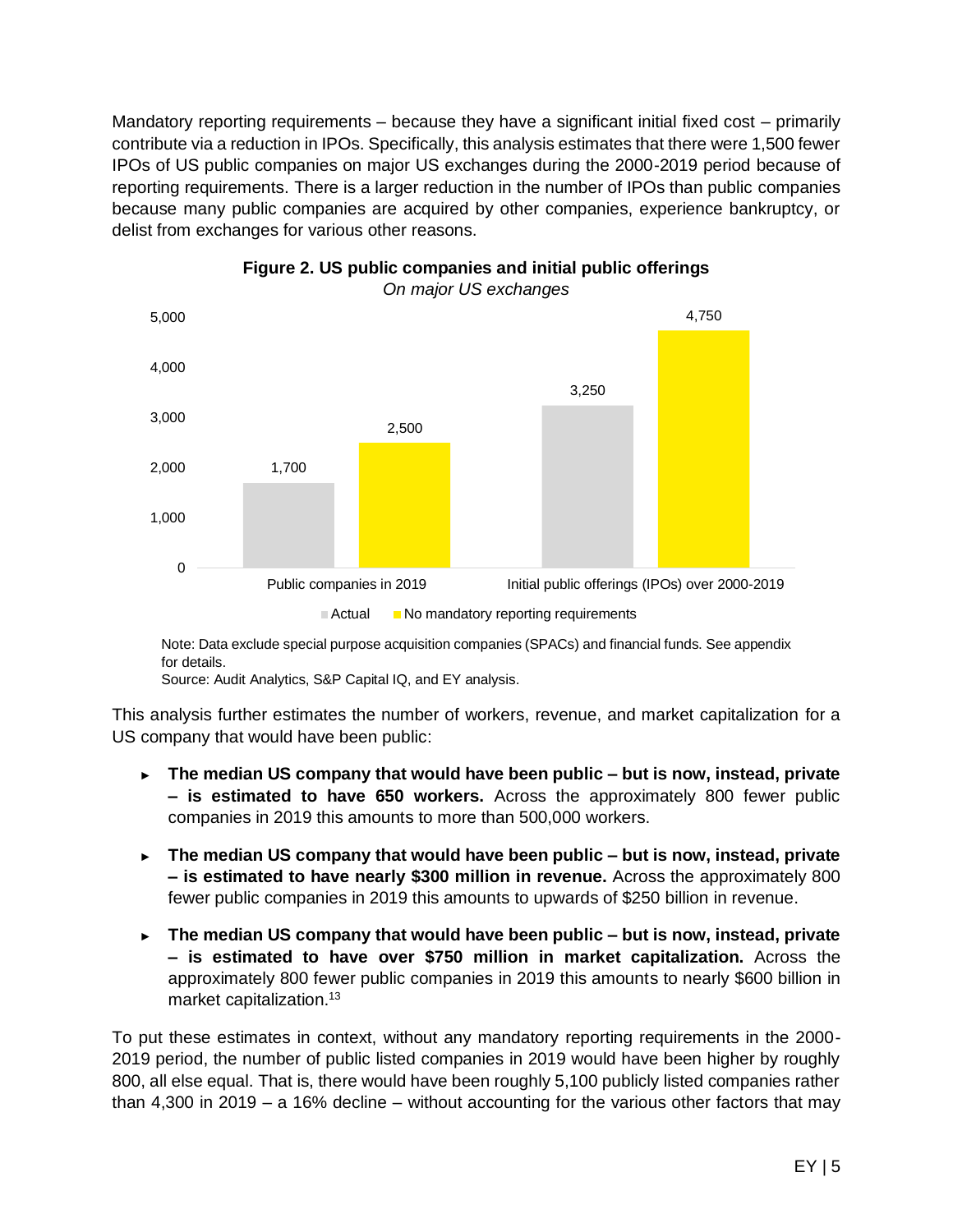Mandatory reporting requirements – because they have a significant initial fixed cost – primarily contribute via a reduction in IPOs. Specifically, this analysis estimates that there were 1,500 fewer IPOs of US public companies on major US exchanges during the 2000-2019 period because of reporting requirements. There is a larger reduction in the number of IPOs than public companies because many public companies are acquired by other companies, experience bankruptcy, or delist from exchanges for various other reasons.

**Figure 2. US public companies and initial public offerings**

*On major US exchanges*

| | Actual | No mandatory reporting requirements |
|---|---|---|
| Public companies in 2019 | 1,700 | 2,500 |
| Initial public offerings (IPOs) over 2000-2019 | 3,250 | 4,750 |

Note: Data exclude special purpose acquisition companies (SPACs) and financial funds. See appendix for details.

Source: Audit Analytics, S&P Capital IQ, and EY analysis.

This analysis further estimates the number of workers, revenue, and market capitalization for a US company that would have been public:

- **The median US company that would have been public – but is now, instead, private – is estimated to have 650 workers.** Across the approximately 800 fewer public companies in 2019 this amounts to more than 500,000 workers.
- **The median US company that would have been public – but is now, instead, private – is estimated to have nearly $300 million in revenue.** Across the approximately 800 fewer public companies in 2019 this amounts to upwards of $250 billion in revenue.
- **The median US company that would have been public – but is now, instead, private – is estimated to have over $750 million in market capitalization.** Across the approximately 800 fewer public companies in 2019 this amounts to nearly $600 billion in market capitalization.[13]

To put these estimates in context, without any mandatory reporting requirements in the 2000-2019 period, the number of public listed companies in 2019 would have been higher by roughly 800, all else equal. That is, there would have been roughly 5,100 publicly listed companies rather than 4,300 in 2019 – a 16% decline – without accounting for the various other factors that may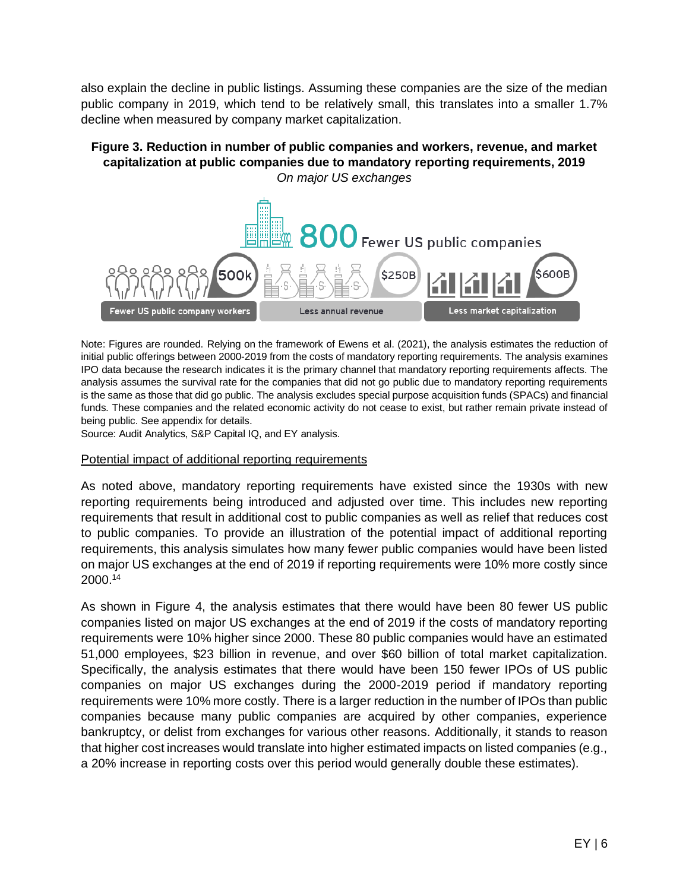also explain the decline in public listings. Assuming these companies are the size of the median public company in 2019, which tend to be relatively small, this translates into a smaller 1.7% decline when measured by company market capitalization.

**Figure 3. Reduction in number of public companies and workers, revenue, and market capitalization at public companies due to mandatory reporting requirements, 2019**

*On major US exchanges*

800 Fewer US public companies

500k Fewer US public company workers

$250B Less annual revenue

$600B Less market capitalization

Note: Figures are rounded. Relying on the framework of Ewens et al. (2021), the analysis estimates the reduction of initial public offerings between 2000-2019 from the costs of mandatory reporting requirements. The analysis examines IPO data because the research indicates it is the primary channel that mandatory reporting requirements affects. The analysis assumes the survival rate for the companies that did not go public due to mandatory reporting requirements is the same as those that did go public. The analysis excludes special purpose acquisition funds (SPACs) and financial funds. These companies and the related economic activity do not cease to exist, but rather remain private instead of being public. See appendix for details.

Source: Audit Analytics, S&P Capital IQ, and EY analysis.

Potential impact of additional reporting requirements

As noted above, mandatory reporting requirements have existed since the 1930s with new reporting requirements being introduced and adjusted over time. This includes new reporting requirements that result in additional cost to public companies as well as relief that reduces cost to public companies. To provide an illustration of the potential impact of additional reporting requirements, this analysis simulates how many fewer public companies would have been listed on major US exchanges at the end of 2019 if reporting requirements were 10% more costly since 2000.[14]

As shown in Figure 4, the analysis estimates that there would have been 80 fewer US public companies listed on major US exchanges at the end of 2019 if the costs of mandatory reporting requirements were 10% higher since 2000. These 80 public companies would have an estimated 51,000 employees, $23 billion in revenue, and over $60 billion of total market capitalization. Specifically, the analysis estimates that there would have been 150 fewer IPOs of US public companies on major US exchanges during the 2000-2019 period if mandatory reporting requirements were 10% more costly. There is a larger reduction in the number of IPOs than public companies because many public companies are acquired by other companies, experience bankruptcy, or delist from exchanges for various other reasons. Additionally, it stands to reason that higher cost increases would translate into higher estimated impacts on listed companies (e.g., a 20% increase in reporting costs over this period would generally double these estimates).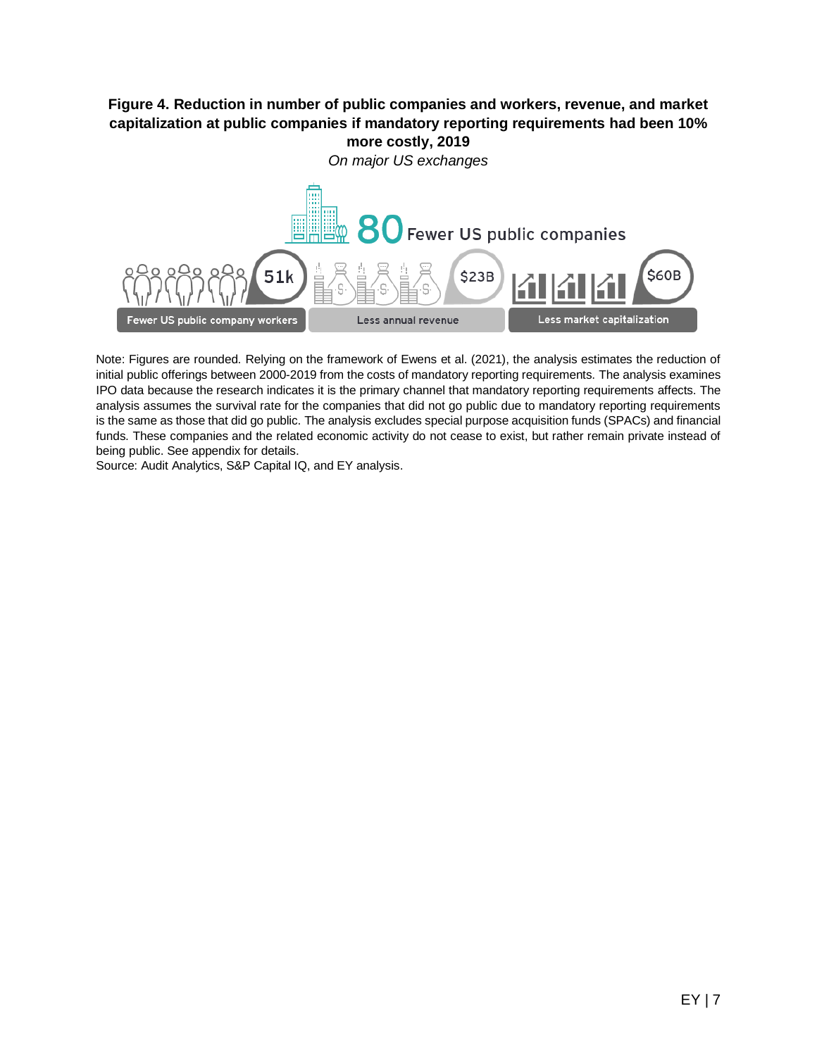**Figure 4. Reduction in number of public companies and workers, revenue, and market capitalization at public companies if mandatory reporting requirements had been 10% more costly, 2019**

*On major US exchanges*

80 Fewer US public companies

51k Fewer US public company workers

$23B Less annual revenue

$60B Less market capitalization

Note: Figures are rounded. Relying on the framework of Ewens et al. (2021), the analysis estimates the reduction of initial public offerings between 2000-2019 from the costs of mandatory reporting requirements. The analysis examines IPO data because the research indicates it is the primary channel that mandatory reporting requirements affects. The analysis assumes the survival rate for the companies that did not go public due to mandatory reporting requirements is the same as those that did go public. The analysis excludes special purpose acquisition funds (SPACs) and financial funds. These companies and the related economic activity do not cease to exist, but rather remain private instead of being public. See appendix for details.

Source: Audit Analytics, S&P Capital IQ, and EY analysis.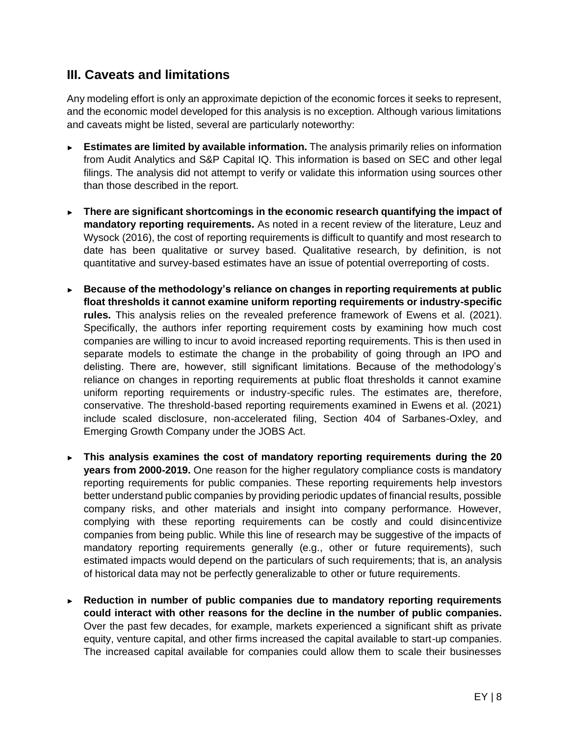## III. Caveats and limitations

Any modeling effort is only an approximate depiction of the economic forces it seeks to represent, and the economic model developed for this analysis is no exception. Although various limitations and caveats might be listed, several are particularly noteworthy:

- **Estimates are limited by available information.** The analysis primarily relies on information from Audit Analytics and S&P Capital IQ. This information is based on SEC and other legal filings. The analysis did not attempt to verify or validate this information using sources other than those described in the report.

- **There are significant shortcomings in the economic research quantifying the impact of mandatory reporting requirements.** As noted in a recent review of the literature, Leuz and Wysock (2016), the cost of reporting requirements is difficult to quantify and most research to date has been qualitative or survey based. Qualitative research, by definition, is not quantitative and survey-based estimates have an issue of potential overreporting of costs.

- **Because of the methodology's reliance on changes in reporting requirements at public float thresholds it cannot examine uniform reporting requirements or industry-specific rules.** This analysis relies on the revealed preference framework of Ewens et al. (2021). Specifically, the authors infer reporting requirement costs by examining how much cost companies are willing to incur to avoid increased reporting requirements. This is then used in separate models to estimate the change in the probability of going through an IPO and delisting. There are, however, still significant limitations. Because of the methodology's reliance on changes in reporting requirements at public float thresholds it cannot examine uniform reporting requirements or industry-specific rules. The estimates are, therefore, conservative. The threshold-based reporting requirements examined in Ewens et al. (2021) include scaled disclosure, non-accelerated filing, Section 404 of Sarbanes-Oxley, and Emerging Growth Company under the JOBS Act.

- **This analysis examines the cost of mandatory reporting requirements during the 20 years from 2000-2019.** One reason for the higher regulatory compliance costs is mandatory reporting requirements for public companies. These reporting requirements help investors better understand public companies by providing periodic updates of financial results, possible company risks, and other materials and insight into company performance. However, complying with these reporting requirements can be costly and could disincentivize companies from being public. While this line of research may be suggestive of the impacts of mandatory reporting requirements generally (e.g., other or future requirements), such estimated impacts would depend on the particulars of such requirements; that is, an analysis of historical data may not be perfectly generalizable to other or future requirements.

- **Reduction in number of public companies due to mandatory reporting requirements could interact with other reasons for the decline in the number of public companies.** Over the past few decades, for example, markets experienced a significant shift as private equity, venture capital, and other firms increased the capital available to start-up companies. The increased capital available for companies could allow them to scale their businesses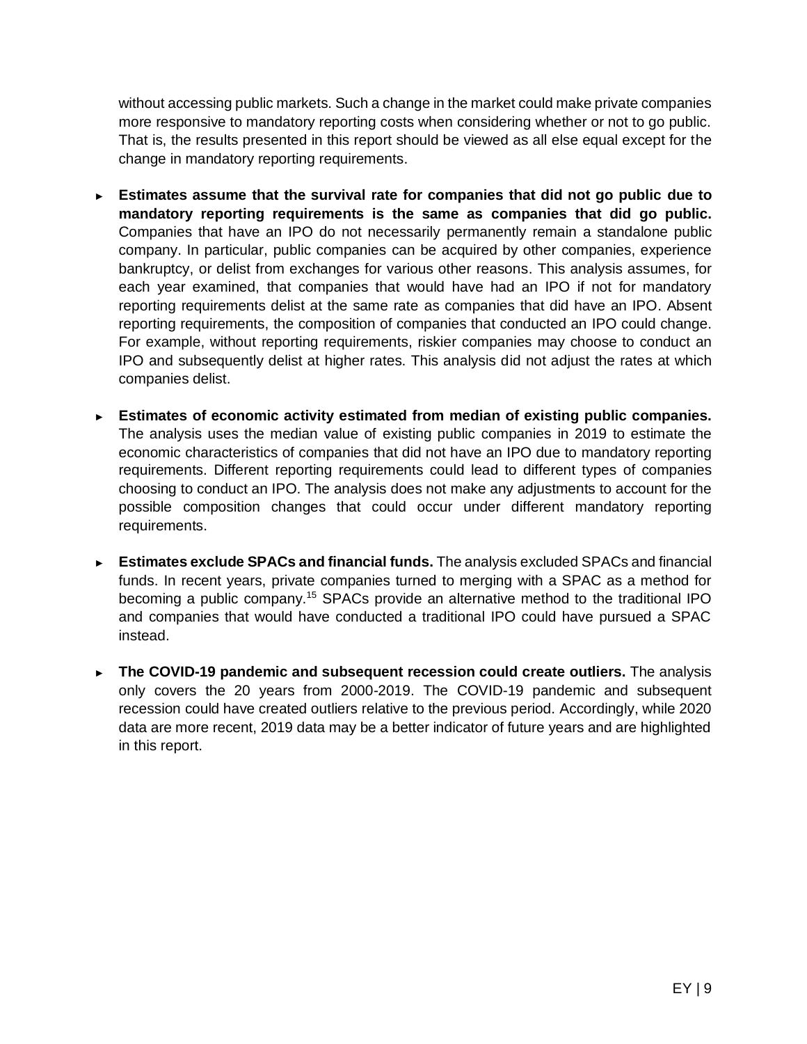without accessing public markets. Such a change in the market could make private companies more responsive to mandatory reporting costs when considering whether or not to go public. That is, the results presented in this report should be viewed as all else equal except for the change in mandatory reporting requirements.

- **Estimates assume that the survival rate for companies that did not go public due to mandatory reporting requirements is the same as companies that did go public.** Companies that have an IPO do not necessarily permanently remain a standalone public company. In particular, public companies can be acquired by other companies, experience bankruptcy, or delist from exchanges for various other reasons. This analysis assumes, for each year examined, that companies that would have had an IPO if not for mandatory reporting requirements delist at the same rate as companies that did have an IPO. Absent reporting requirements, the composition of companies that conducted an IPO could change. For example, without reporting requirements, riskier companies may choose to conduct an IPO and subsequently delist at higher rates. This analysis did not adjust the rates at which companies delist.

- **Estimates of economic activity estimated from median of existing public companies.** The analysis uses the median value of existing public companies in 2019 to estimate the economic characteristics of companies that did not have an IPO due to mandatory reporting requirements. Different reporting requirements could lead to different types of companies choosing to conduct an IPO. The analysis does not make any adjustments to account for the possible composition changes that could occur under different mandatory reporting requirements.

- **Estimates exclude SPACs and financial funds.** The analysis excluded SPACs and financial funds. In recent years, private companies turned to merging with a SPAC as a method for becoming a public company.[15] SPACs provide an alternative method to the traditional IPO and companies that would have conducted a traditional IPO could have pursued a SPAC instead.

- **The COVID-19 pandemic and subsequent recession could create outliers.** The analysis only covers the 20 years from 2000-2019. The COVID-19 pandemic and subsequent recession could have created outliers relative to the previous period. Accordingly, while 2020 data are more recent, 2019 data may be a better indicator of future years and are highlighted in this report.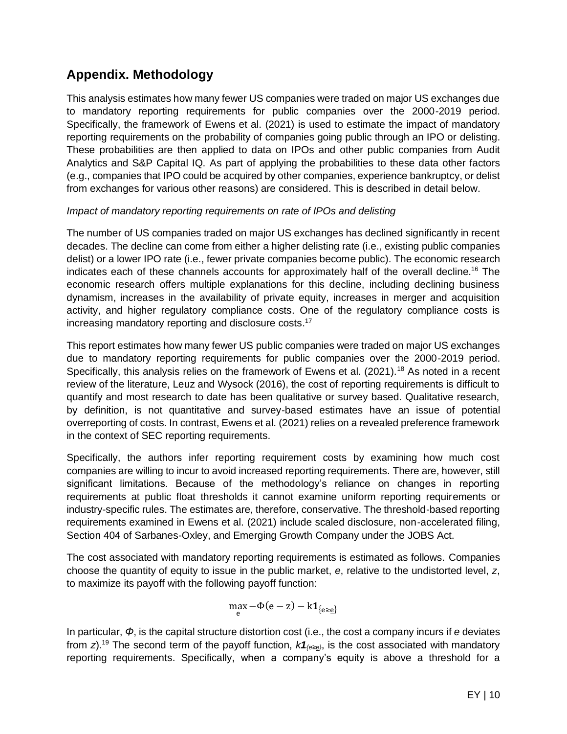## Appendix. Methodology

This analysis estimates how many fewer US companies were traded on major US exchanges due to mandatory reporting requirements for public companies over the 2000-2019 period. Specifically, the framework of Ewens et al. (2021) is used to estimate the impact of mandatory reporting requirements on the probability of companies going public through an IPO or delisting. These probabilities are then applied to data on IPOs and other public companies from Audit Analytics and S&P Capital IQ. As part of applying the probabilities to these data other factors (e.g., companies that IPO could be acquired by other companies, experience bankruptcy, or delist from exchanges for various other reasons) are considered. This is described in detail below.

*Impact of mandatory reporting requirements on rate of IPOs and delisting*

The number of US companies traded on major US exchanges has declined significantly in recent decades. The decline can come from either a higher delisting rate (i.e., existing public companies delist) or a lower IPO rate (i.e., fewer private companies become public). The economic research indicates each of these channels accounts for approximately half of the overall decline.[16] The economic research offers multiple explanations for this decline, including declining business dynamism, increases in the availability of private equity, increases in merger and acquisition activity, and higher regulatory compliance costs. One of the regulatory compliance costs is increasing mandatory reporting and disclosure costs.[17]

This report estimates how many fewer US public companies were traded on major US exchanges due to mandatory reporting requirements for public companies over the 2000-2019 period. Specifically, this analysis relies on the framework of Ewens et al. (2021).[18] As noted in a recent review of the literature, Leuz and Wysock (2016), the cost of reporting requirements is difficult to quantify and most research to date has been qualitative or survey based. Qualitative research, by definition, is not quantitative and survey-based estimates have an issue of potential overreporting of costs. In contrast, Ewens et al. (2021) relies on a revealed preference framework in the context of SEC reporting requirements.

Specifically, the authors infer reporting requirement costs by examining how much cost companies are willing to incur to avoid increased reporting requirements. There are, however, still significant limitations. Because of the methodology's reliance on changes in reporting requirements at public float thresholds it cannot examine uniform reporting requirements or industry-specific rules. The estimates are, therefore, conservative. The threshold-based reporting requirements examined in Ewens et al. (2021) include scaled disclosure, non-accelerated filing, Section 404 of Sarbanes-Oxley, and Emerging Growth Company under the JOBS Act.

The cost associated with mandatory reporting requirements is estimated as follows. Companies choose the quantity of equity to issue in the public market, $e$, relative to the undistorted level, $z$, to maximize its payoff with the following payoff function:

$$\max_{e} -\Phi(e - z) - k\mathbf{1}_{\{e \geq \underline{e}\}}$$

In particular, $\Phi$, is the capital structure distortion cost (i.e., the cost a company incurs if $e$ deviates from $z$).[19] The second term of the payoff function, $k\mathbf{1}_{\{e \geq \underline{e}\}}$, is the cost associated with mandatory reporting requirements. Specifically, when a company's equity is above a threshold for a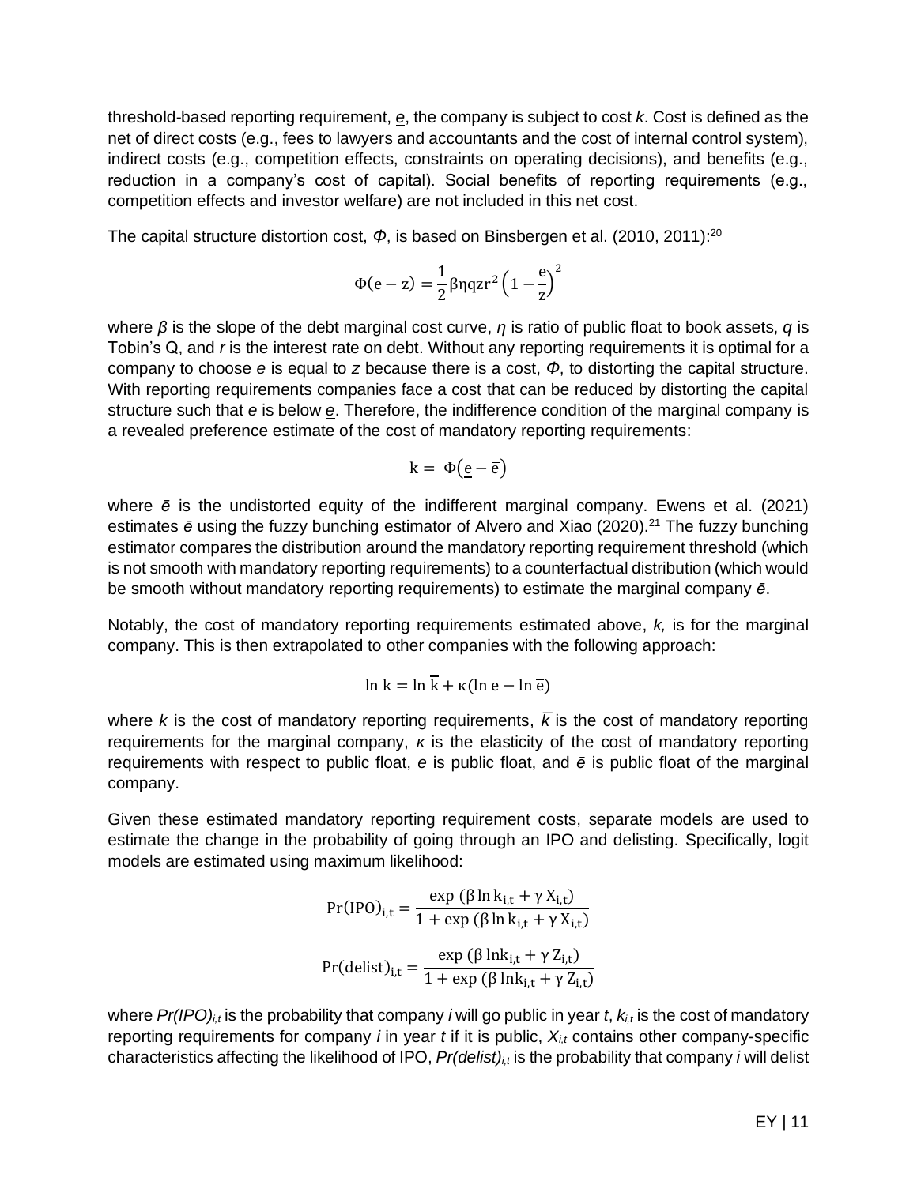threshold-based reporting requirement, $\underline{e}$, the company is subject to cost $k$. Cost is defined as the net of direct costs (e.g., fees to lawyers and accountants and the cost of internal control system), indirect costs (e.g., competition effects, constraints on operating decisions), and benefits (e.g., reduction in a company's cost of capital). Social benefits of reporting requirements (e.g., competition effects and investor welfare) are not included in this net cost.

The capital structure distortion cost, $\Phi$, is based on Binsbergen et al. (2010, 2011):[20]

$$\Phi(\mathrm{e}-\mathrm{z}) = \frac{1}{2}\beta\eta\mathrm{q}\mathrm{z}\mathrm{r}^2\left(1-\frac{\mathrm{e}}{\mathrm{z}}\right)^2$$

where $\beta$ is the slope of the debt marginal cost curve, $\eta$ is ratio of public float to book assets, $q$ is Tobin's Q, and $r$ is the interest rate on debt. Without any reporting requirements it is optimal for a company to choose $e$ is equal to $z$ because there is a cost, $\Phi$, to distorting the capital structure. With reporting requirements companies face a cost that can be reduced by distorting the capital structure such that $e$ is below $\underline{e}$. Therefore, the indifference condition of the marginal company is a revealed preference estimate of the cost of mandatory reporting requirements:

$$\mathrm{k} = \Phi\left(\underline{\mathrm{e}} - \bar{\mathrm{e}}\right)$$

where $\bar{e}$ is the undistorted equity of the indifferent marginal company. Ewens et al. (2021) estimates $\bar{e}$ using the fuzzy bunching estimator of Alvero and Xiao (2020).[21] The fuzzy bunching estimator compares the distribution around the mandatory reporting requirement threshold (which is not smooth with mandatory reporting requirements) to a counterfactual distribution (which would be smooth without mandatory reporting requirements) to estimate the marginal company $\bar{e}$.

Notably, the cost of mandatory reporting requirements estimated above, $k$, is for the marginal company. This is then extrapolated to other companies with the following approach:

$$\ln \mathrm{k} = \ln \bar{\mathrm{k}} + \kappa(\ln \mathrm{e} - \ln \bar{\mathrm{e}})$$

where $k$ is the cost of mandatory reporting requirements, $\bar{k}$ is the cost of mandatory reporting requirements for the marginal company, $\kappa$ is the elasticity of the cost of mandatory reporting requirements with respect to public float, $e$ is public float, and $\bar{e}$ is public float of the marginal company.

Given these estimated mandatory reporting requirement costs, separate models are used to estimate the change in the probability of going through an IPO and delisting. Specifically, logit models are estimated using maximum likelihood:

$$\Pr(\mathrm{IPO})_{\mathrm{i,t}} = \frac{\exp\left(\beta \ln \mathrm{k}_{\mathrm{i,t}} + \gamma\, \mathrm{X}_{\mathrm{i,t}}\right)}{1 + \exp\left(\beta \ln \mathrm{k}_{\mathrm{i,t}} + \gamma\, \mathrm{X}_{\mathrm{i,t}}\right)}$$

$$\Pr(\mathrm{delist})_{\mathrm{i,t}} = \frac{\exp\left(\beta \ln \mathrm{k}_{\mathrm{i,t}} + \gamma\, \mathrm{Z}_{\mathrm{i,t}}\right)}{1 + \exp\left(\beta \ln \mathrm{k}_{\mathrm{i,t}} + \gamma\, \mathrm{Z}_{\mathrm{i,t}}\right)}$$

where $Pr(IPO)_{i,t}$ is the probability that company $i$ will go public in year $t$, $k_{i,t}$ is the cost of mandatory reporting requirements for company $i$ in year $t$ if it is public, $X_{i,t}$ contains other company-specific characteristics affecting the likelihood of IPO, $Pr(delist)_{i,t}$ is the probability that company $i$ will delist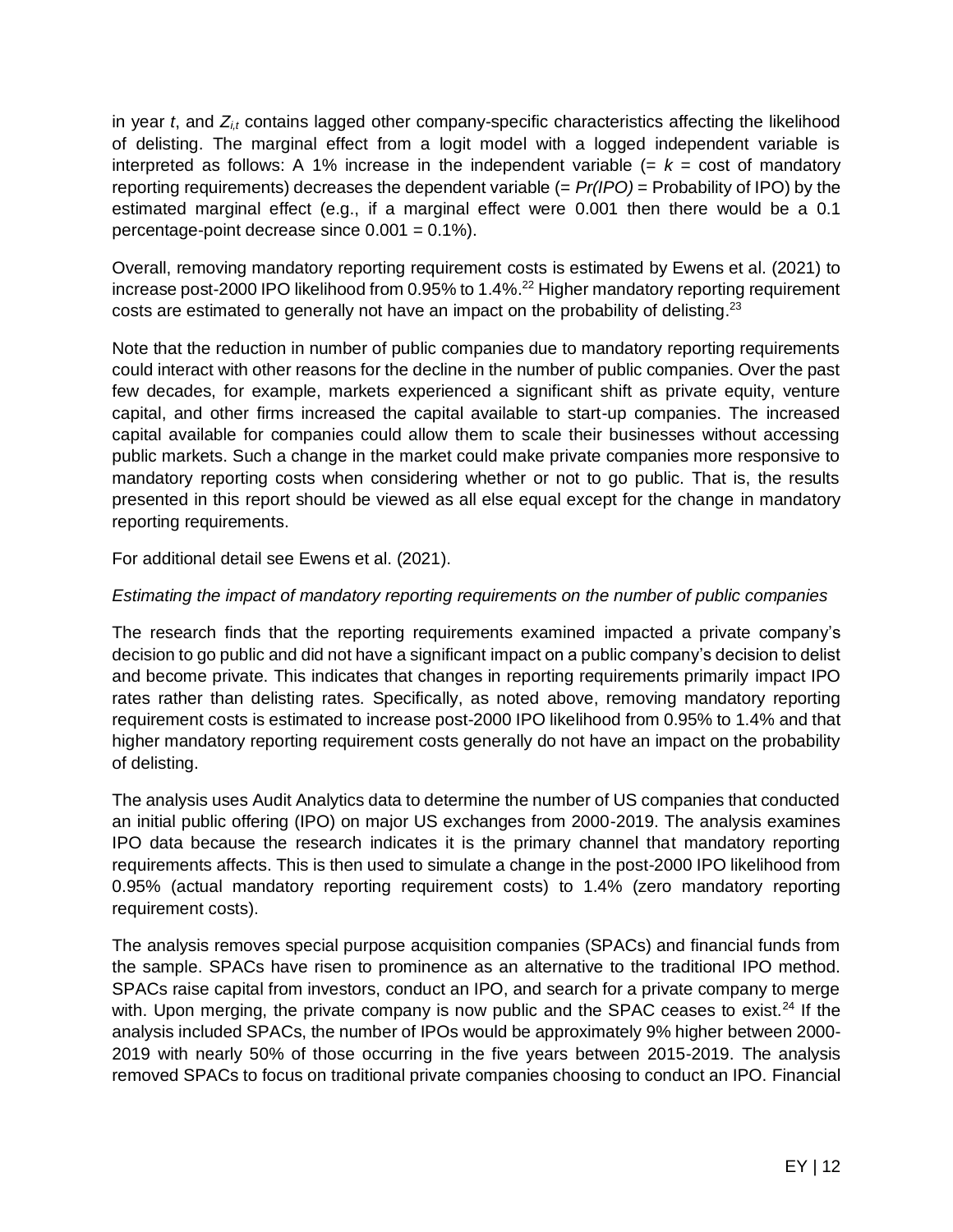in year $t$, and $Z_{i,t}$ contains lagged other company-specific characteristics affecting the likelihood of delisting. The marginal effect from a logit model with a logged independent variable is interpreted as follows: A 1% increase in the independent variable (= $k$ = cost of mandatory reporting requirements) decreases the dependent variable (= $Pr(IPO)$ = Probability of IPO) by the estimated marginal effect (e.g., if a marginal effect were 0.001 then there would be a 0.1 percentage-point decrease since 0.001 = 0.1%).

Overall, removing mandatory reporting requirement costs is estimated by Ewens et al. (2021) to increase post-2000 IPO likelihood from 0.95% to 1.4%.[22] Higher mandatory reporting requirement costs are estimated to generally not have an impact on the probability of delisting.[23]

Note that the reduction in number of public companies due to mandatory reporting requirements could interact with other reasons for the decline in the number of public companies. Over the past few decades, for example, markets experienced a significant shift as private equity, venture capital, and other firms increased the capital available to start-up companies. The increased capital available for companies could allow them to scale their businesses without accessing public markets. Such a change in the market could make private companies more responsive to mandatory reporting costs when considering whether or not to go public. That is, the results presented in this report should be viewed as all else equal except for the change in mandatory reporting requirements.

For additional detail see Ewens et al. (2021).

*Estimating the impact of mandatory reporting requirements on the number of public companies*

The research finds that the reporting requirements examined impacted a private company's decision to go public and did not have a significant impact on a public company's decision to delist and become private. This indicates that changes in reporting requirements primarily impact IPO rates rather than delisting rates. Specifically, as noted above, removing mandatory reporting requirement costs is estimated to increase post-2000 IPO likelihood from 0.95% to 1.4% and that higher mandatory reporting requirement costs generally do not have an impact on the probability of delisting.

The analysis uses Audit Analytics data to determine the number of US companies that conducted an initial public offering (IPO) on major US exchanges from 2000-2019. The analysis examines IPO data because the research indicates it is the primary channel that mandatory reporting requirements affects. This is then used to simulate a change in the post-2000 IPO likelihood from 0.95% (actual mandatory reporting requirement costs) to 1.4% (zero mandatory reporting requirement costs).

The analysis removes special purpose acquisition companies (SPACs) and financial funds from the sample. SPACs have risen to prominence as an alternative to the traditional IPO method. SPACs raise capital from investors, conduct an IPO, and search for a private company to merge with. Upon merging, the private company is now public and the SPAC ceases to exist.[24] If the analysis included SPACs, the number of IPOs would be approximately 9% higher between 2000-2019 with nearly 50% of those occurring in the five years between 2015-2019. The analysis removed SPACs to focus on traditional private companies choosing to conduct an IPO. Financial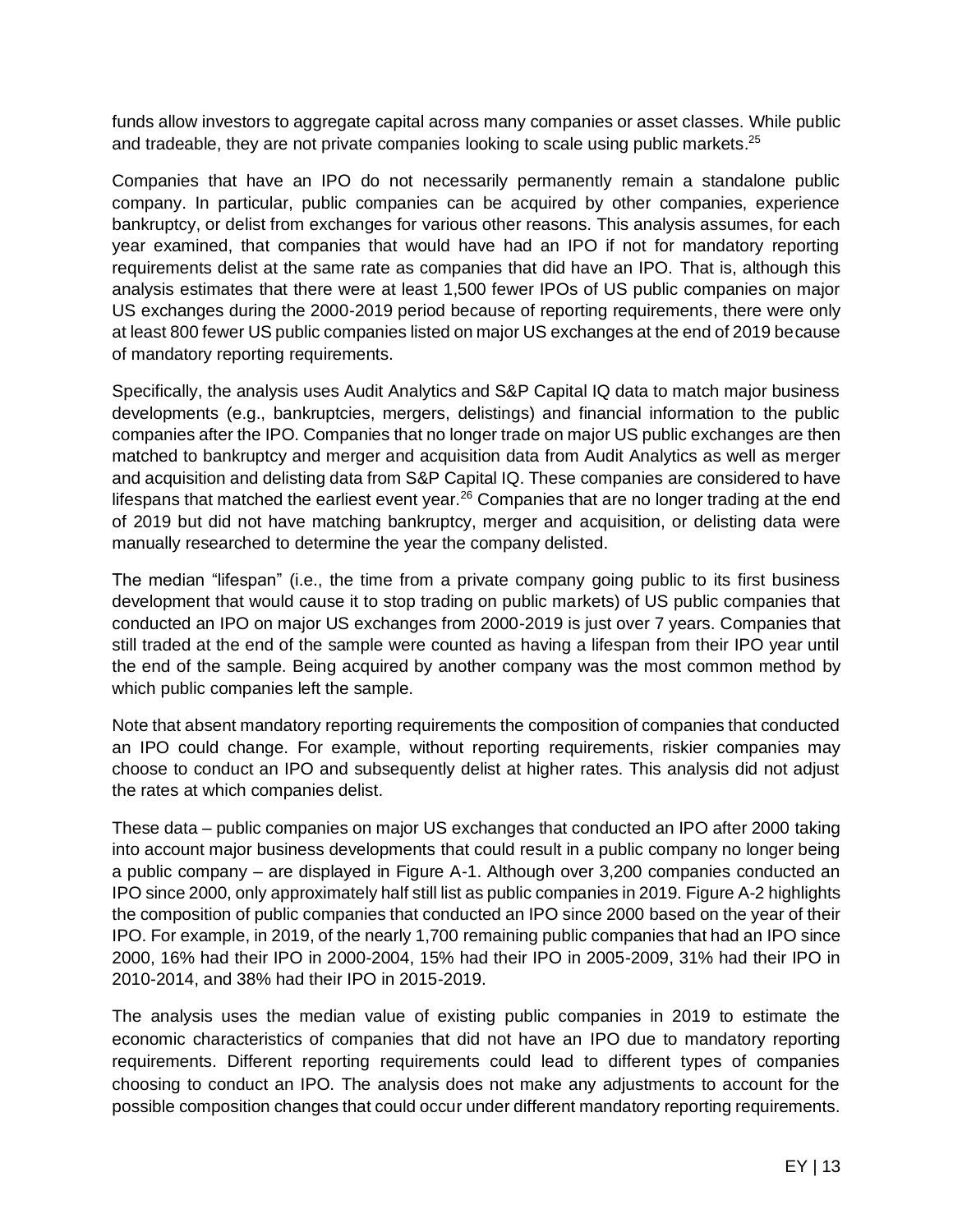funds allow investors to aggregate capital across many companies or asset classes. While public and tradeable, they are not private companies looking to scale using public markets.[25]

Companies that have an IPO do not necessarily permanently remain a standalone public company. In particular, public companies can be acquired by other companies, experience bankruptcy, or delist from exchanges for various other reasons. This analysis assumes, for each year examined, that companies that would have had an IPO if not for mandatory reporting requirements delist at the same rate as companies that did have an IPO. That is, although this analysis estimates that there were at least 1,500 fewer IPOs of US public companies on major US exchanges during the 2000-2019 period because of reporting requirements, there were only at least 800 fewer US public companies listed on major US exchanges at the end of 2019 because of mandatory reporting requirements.

Specifically, the analysis uses Audit Analytics and S&P Capital IQ data to match major business developments (e.g., bankruptcies, mergers, delistings) and financial information to the public companies after the IPO. Companies that no longer trade on major US public exchanges are then matched to bankruptcy and merger and acquisition data from Audit Analytics as well as merger and acquisition and delisting data from S&P Capital IQ. These companies are considered to have lifespans that matched the earliest event year.[26] Companies that are no longer trading at the end of 2019 but did not have matching bankruptcy, merger and acquisition, or delisting data were manually researched to determine the year the company delisted.

The median "lifespan" (i.e., the time from a private company going public to its first business development that would cause it to stop trading on public markets) of US public companies that conducted an IPO on major US exchanges from 2000-2019 is just over 7 years. Companies that still traded at the end of the sample were counted as having a lifespan from their IPO year until the end of the sample. Being acquired by another company was the most common method by which public companies left the sample.

Note that absent mandatory reporting requirements the composition of companies that conducted an IPO could change. For example, without reporting requirements, riskier companies may choose to conduct an IPO and subsequently delist at higher rates. This analysis did not adjust the rates at which companies delist.

These data – public companies on major US exchanges that conducted an IPO after 2000 taking into account major business developments that could result in a public company no longer being a public company – are displayed in Figure A-1. Although over 3,200 companies conducted an IPO since 2000, only approximately half still list as public companies in 2019. Figure A-2 highlights the composition of public companies that conducted an IPO since 2000 based on the year of their IPO. For example, in 2019, of the nearly 1,700 remaining public companies that had an IPO since 2000, 16% had their IPO in 2000-2004, 15% had their IPO in 2005-2009, 31% had their IPO in 2010-2014, and 38% had their IPO in 2015-2019.

The analysis uses the median value of existing public companies in 2019 to estimate the economic characteristics of companies that did not have an IPO due to mandatory reporting requirements. Different reporting requirements could lead to different types of companies choosing to conduct an IPO. The analysis does not make any adjustments to account for the possible composition changes that could occur under different mandatory reporting requirements.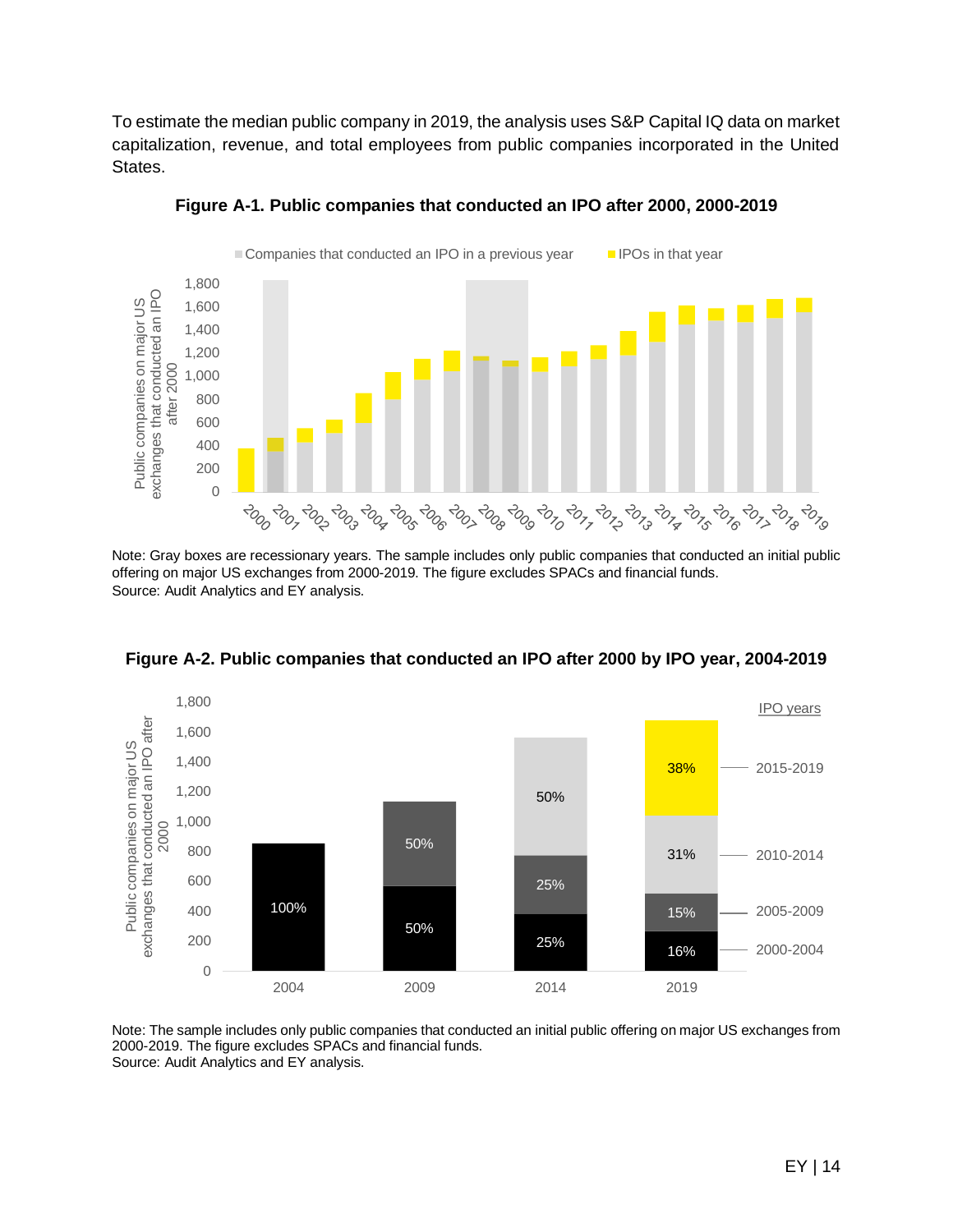To estimate the median public company in 2019, the analysis uses S&P Capital IQ data on market capitalization, revenue, and total employees from public companies incorporated in the United States.

**Figure A-1. Public companies that conducted an IPO after 2000, 2000-2019**

Note: Gray boxes are recessionary years. The sample includes only public companies that conducted an initial public offering on major US exchanges from 2000-2019. The figure excludes SPACs and financial funds.
Source: Audit Analytics and EY analysis.

**Figure A-2. Public companies that conducted an IPO after 2000 by IPO year, 2004-2019**

Note: The sample includes only public companies that conducted an initial public offering on major US exchanges from 2000-2019. The figure excludes SPACs and financial funds.
Source: Audit Analytics and EY analysis.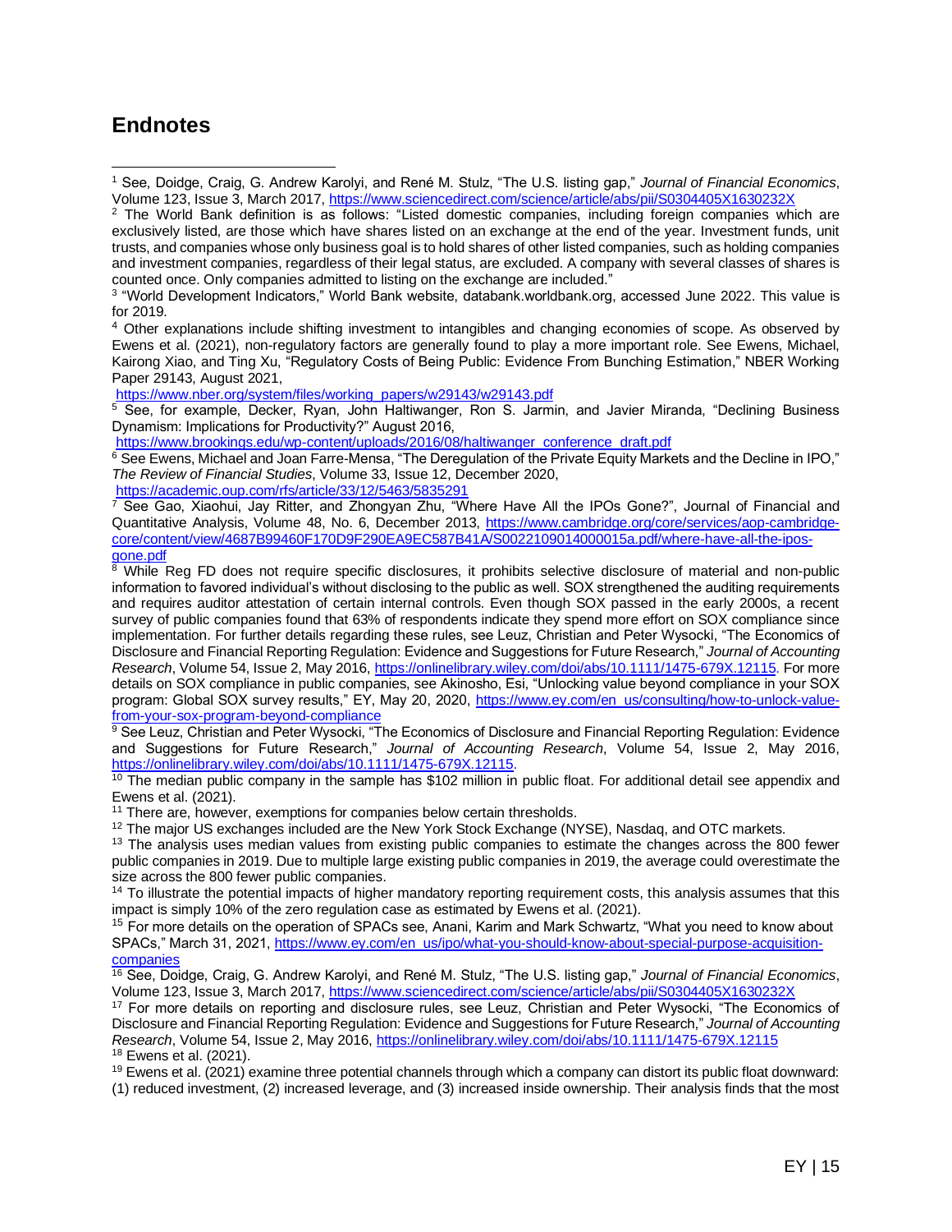# Endnotes

[1] See, Doidge, Craig, G. Andrew Karolyi, and René M. Stulz, "The U.S. listing gap," *Journal of Financial Economics*, Volume 123, Issue 3, March 2017, https://www.sciencedirect.com/science/article/abs/pii/S0304405X1630232X

[2] The World Bank definition is as follows: "Listed domestic companies, including foreign companies which are exclusively listed, are those which have shares listed on an exchange at the end of the year. Investment funds, unit trusts, and companies whose only business goal is to hold shares of other listed companies, such as holding companies and investment companies, regardless of their legal status, are excluded. A company with several classes of shares is counted once. Only companies admitted to listing on the exchange are included."

[3] "World Development Indicators," World Bank website, databank.worldbank.org, accessed June 2022. This value is for 2019.

[4] Other explanations include shifting investment to intangibles and changing economies of scope. As observed by Ewens et al. (2021), non-regulatory factors are generally found to play a more important role. See Ewens, Michael, Kairong Xiao, and Ting Xu, "Regulatory Costs of Being Public: Evidence From Bunching Estimation," NBER Working Paper 29143, August 2021, https://www.nber.org/system/files/working_papers/w29143/w29143.pdf

[5] See, for example, Decker, Ryan, John Haltiwanger, Ron S. Jarmin, and Javier Miranda, "Declining Business Dynamism: Implications for Productivity?" August 2016, https://www.brookings.edu/wp-content/uploads/2016/08/haltiwanger_conference_draft.pdf

[6] See Ewens, Michael and Joan Farre-Mensa, "The Deregulation of the Private Equity Markets and the Decline in IPO," *The Review of Financial Studies*, Volume 33, Issue 12, December 2020, https://academic.oup.com/rfs/article/33/12/5463/5835291

[7] See Gao, Xiaohui, Jay Ritter, and Zhongyan Zhu, "Where Have All the IPOs Gone?", Journal of Financial and Quantitative Analysis, Volume 48, No. 6, December 2013, https://www.cambridge.org/core/services/aop-cambridge-core/content/view/4687B99460F170D9F290EA9EC587B41A/S0022109014000015a.pdf/where-have-all-the-ipos-gone.pdf

[8] While Reg FD does not require specific disclosures, it prohibits selective disclosure of material and non-public information to favored individual's without disclosing to the public as well. SOX strengthened the auditing requirements and requires auditor attestation of certain internal controls. Even though SOX passed in the early 2000s, a recent survey of public companies found that 63% of respondents indicate they spend more effort on SOX compliance since implementation. For further details regarding these rules, see Leuz, Christian and Peter Wysocki, "The Economics of Disclosure and Financial Reporting Regulation: Evidence and Suggestions for Future Research," *Journal of Accounting Research*, Volume 54, Issue 2, May 2016, https://onlinelibrary.wiley.com/doi/abs/10.1111/1475-679X.12115. For more details on SOX compliance in public companies, see Akinosho, Esi, "Unlocking value beyond compliance in your SOX program: Global SOX survey results," EY, May 20, 2020, https://www.ey.com/en_us/consulting/how-to-unlock-value-from-your-sox-program-beyond-compliance

[9] See Leuz, Christian and Peter Wysocki, "The Economics of Disclosure and Financial Reporting Regulation: Evidence and Suggestions for Future Research," *Journal of Accounting Research*, Volume 54, Issue 2, May 2016, https://onlinelibrary.wiley.com/doi/abs/10.1111/1475-679X.12115.

[10] The median public company in the sample has $102 million in public float. For additional detail see appendix and Ewens et al. (2021).

[11] There are, however, exemptions for companies below certain thresholds.

[12] The major US exchanges included are the New York Stock Exchange (NYSE), Nasdaq, and OTC markets.

[13] The analysis uses median values from existing public companies to estimate the changes across the 800 fewer public companies in 2019. Due to multiple large existing public companies in 2019, the average could overestimate the size across the 800 fewer public companies.

[14] To illustrate the potential impacts of higher mandatory reporting requirement costs, this analysis assumes that this impact is simply 10% of the zero regulation case as estimated by Ewens et al. (2021).

[15] For more details on the operation of SPACs see, Anani, Karim and Mark Schwartz, "What you need to know about SPACs," March 31, 2021, https://www.ey.com/en_us/ipo/what-you-should-know-about-special-purpose-acquisition-companies

[16] See, Doidge, Craig, G. Andrew Karolyi, and René M. Stulz, "The U.S. listing gap," *Journal of Financial Economics*, Volume 123, Issue 3, March 2017, https://www.sciencedirect.com/science/article/abs/pii/S0304405X1630232X

[17] For more details on reporting and disclosure rules, see Leuz, Christian and Peter Wysocki, "The Economics of Disclosure and Financial Reporting Regulation: Evidence and Suggestions for Future Research," *Journal of Accounting Research*, Volume 54, Issue 2, May 2016, https://onlinelibrary.wiley.com/doi/abs/10.1111/1475-679X.12115

[18] Ewens et al. (2021).

[19] Ewens et al. (2021) examine three potential channels through which a company can distort its public float downward: (1) reduced investment, (2) increased leverage, and (3) increased inside ownership. Their analysis finds that the most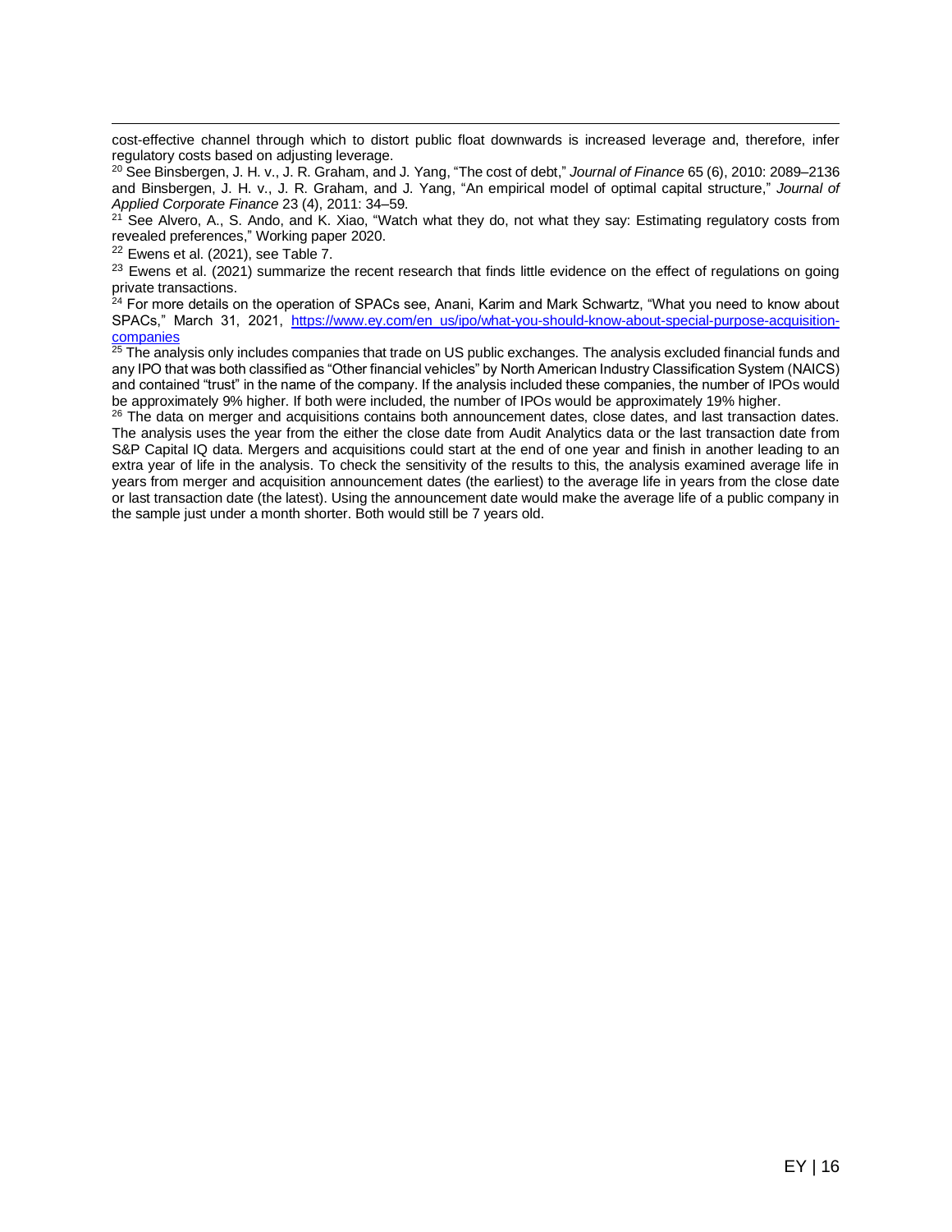cost-effective channel through which to distort public float downwards is increased leverage and, therefore, infer regulatory costs based on adjusting leverage.

[20] See Binsbergen, J. H. v., J. R. Graham, and J. Yang, "The cost of debt," *Journal of Finance* 65 (6), 2010: 2089–2136 and Binsbergen, J. H. v., J. R. Graham, and J. Yang, "An empirical model of optimal capital structure," *Journal of Applied Corporate Finance* 23 (4), 2011: 34–59.

[21] See Alvero, A., S. Ando, and K. Xiao, "Watch what they do, not what they say: Estimating regulatory costs from revealed preferences," Working paper 2020.

[22] Ewens et al. (2021), see Table 7.

[23] Ewens et al. (2021) summarize the recent research that finds little evidence on the effect of regulations on going private transactions.

[24] For more details on the operation of SPACs see, Anani, Karim and Mark Schwartz, "What you need to know about SPACs," March 31, 2021, https://www.ey.com/en_us/ipo/what-you-should-know-about-special-purpose-acquisition-companies

[25] The analysis only includes companies that trade on US public exchanges. The analysis excluded financial funds and any IPO that was both classified as "Other financial vehicles" by North American Industry Classification System (NAICS) and contained "trust" in the name of the company. If the analysis included these companies, the number of IPOs would be approximately 9% higher. If both were included, the number of IPOs would be approximately 19% higher.

[26] The data on merger and acquisitions contains both announcement dates, close dates, and last transaction dates. The analysis uses the year from the either the close date from Audit Analytics data or the last transaction date from S&P Capital IQ data. Mergers and acquisitions could start at the end of one year and finish in another leading to an extra year of life in the analysis. To check the sensitivity of the results to this, the analysis examined average life in years from merger and acquisition announcement dates (the earliest) to the average life in years from the close date or last transaction date (the latest). Using the announcement date would make the average life of a public company in the sample just under a month shorter. Both would still be 7 years old.